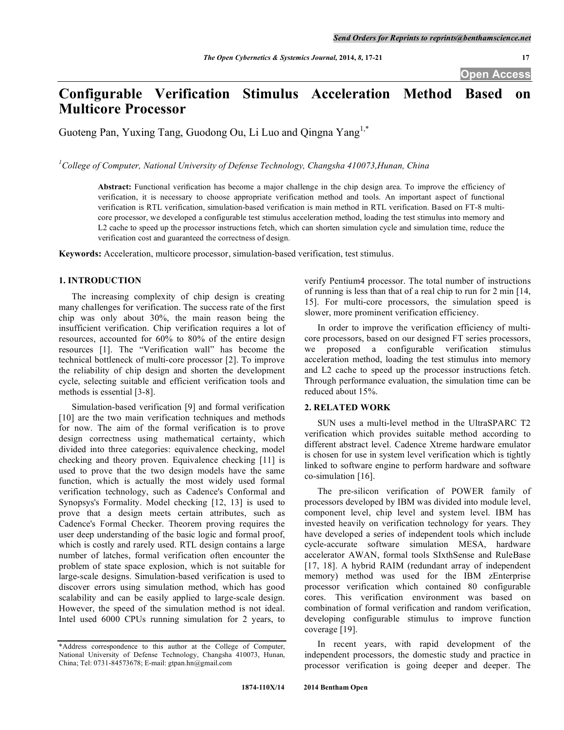# Configurable Verification Stimulus Acceleration Method Based on Multicore Processor

Guoteng Pan, Yuxing Tang, Guodong Ou, Li Luo and Qingna Yang[1,*]

[1]*College of Computer, National University of Defense Technology, Changsha 410073,Hunan, China*

**Abstract:** Functional verification has become a major challenge in the chip design area. To improve the efficiency of verification, it is necessary to choose appropriate verification method and tools. An important aspect of functional verification is RTL verification, simulation-based verification is main method in RTL verification. Based on FT-8 multi-core processor, we developed a configurable test stimulus acceleration method, loading the test stimulus into memory and L2 cache to speed up the processor instructions fetch, which can shorten simulation cycle and simulation time, reduce the verification cost and guaranteed the correctness of design.

**Keywords:** Acceleration, multicore processor, simulation-based verification, test stimulus.

## 1. INTRODUCTION

The increasing complexity of chip design is creating many challenges for verification. The success rate of the first chip was only about 30%, the main reason being the insufficient verification. Chip verification requires a lot of resources, accounted for 60% to 80% of the entire design resources [1]. The "Verification wall" has become the technical bottleneck of multi-core processor [2]. To improve the reliability of chip design and shorten the development cycle, selecting suitable and efficient verification tools and methods is essential [3-8].

Simulation-based verification [9] and formal verification [10] are the two main verification techniques and methods for now. The aim of the formal verification is to prove design correctness using mathematical certainty, which divided into three categories: equivalence checking, model checking and theory proven. Equivalence checking [11] is used to prove that the two design models have the same function, which is actually the most widely used formal verification technology, such as Cadence's Conformal and Synopsys's Formality. Model checking [12, 13] is used to prove that a design meets certain attributes, such as Cadence's Formal Checker. Theorem proving requires the user deep understanding of the basic logic and formal proof, which is costly and rarely used. RTL design contains a large number of latches, formal verification often encounter the problem of state space explosion, which is not suitable for large-scale designs. Simulation-based verification is used to discover errors using simulation method, which has good scalability and can be easily applied to large-scale design. However, the speed of the simulation method is not ideal. Intel used 6000 CPUs running simulation for 2 years, to verify Pentium4 processor. The total number of instructions of running is less than that of a real chip to run for 2 min [14, 15]. For multi-core processors, the simulation speed is slower, more prominent verification efficiency.

In order to improve the verification efficiency of multi-core processors, based on our designed FT series processors, we proposed a configurable verification stimulus acceleration method, loading the test stimulus into memory and L2 cache to speed up the processor instructions fetch. Through performance evaluation, the simulation time can be reduced about 15%.

## 2. RELATED WORK

SUN uses a multi-level method in the UltraSPARC T2 verification which provides suitable method according to different abstract level. Cadence Xtreme hardware emulator is chosen for use in system level verification which is tightly linked to software engine to perform hardware and software co-simulation [16].

The pre-silicon verification of POWER family of processors developed by IBM was divided into module level, component level, chip level and system level. IBM has invested heavily on verification technology for years. They have developed a series of independent tools which include cycle-accurate software simulation MESA, hardware accelerator AWAN, formal tools SIxthSense and RuleBase [17, 18]. A hybrid RAIM (redundant array of independent memory) method was used for the IBM zEnterprise processor verification which contained 80 configurable cores. This verification environment was based on combination of formal verification and random verification, developing configurable stimulus to improve function coverage [19].

In recent years, with rapid development of the independent processors, the domestic study and practice in processor verification is going deeper and deeper. The

*Address correspondence to this author at the College of Computer, National University of Defense Technology, Changsha 410073, Hunan, China; Tel: 0731-84573678; E-mail: gtpan.hn@gmail.com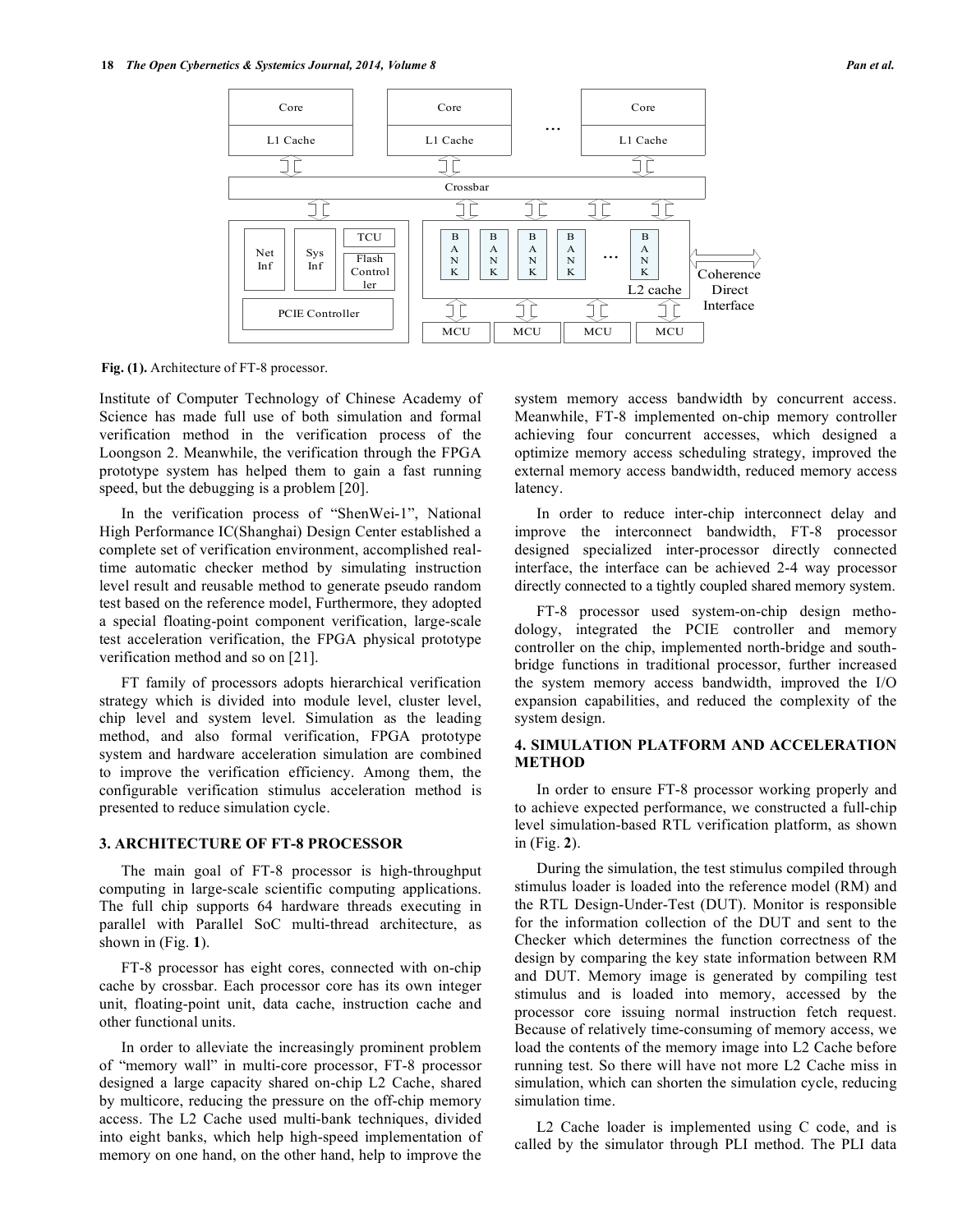Fig. (1). Architecture of FT-8 processor.

Institute of Computer Technology of Chinese Academy of Science has made full use of both simulation and formal verification method in the verification process of the Loongson 2. Meanwhile, the verification through the FPGA prototype system has helped them to gain a fast running speed, but the debugging is a problem [20].

In the verification process of "ShenWei-1", National High Performance IC(Shanghai) Design Center established a complete set of verification environment, accomplished real-time automatic checker method by simulating instruction level result and reusable method to generate pseudo random test based on the reference model, Furthermore, they adopted a special floating-point component verification, large-scale test acceleration verification, the FPGA physical prototype verification method and so on [21].

FT family of processors adopts hierarchical verification strategy which is divided into module level, cluster level, chip level and system level. Simulation as the leading method, and also formal verification, FPGA prototype system and hardware acceleration simulation are combined to improve the verification efficiency. Among them, the configurable verification stimulus acceleration method is presented to reduce simulation cycle.

## 3. ARCHITECTURE OF FT-8 PROCESSOR

The main goal of FT-8 processor is high-throughput computing in large-scale scientific computing applications. The full chip supports 64 hardware threads executing in parallel with Parallel SoC multi-thread architecture, as shown in (Fig. **1**).

FT-8 processor has eight cores, connected with on-chip cache by crossbar. Each processor core has its own integer unit, floating-point unit, data cache, instruction cache and other functional units.

In order to alleviate the increasingly prominent problem of "memory wall" in multi-core processor, FT-8 processor designed a large capacity shared on-chip L2 Cache, shared by multicore, reducing the pressure on the off-chip memory access. The L2 Cache used multi-bank techniques, divided into eight banks, which help high-speed implementation of memory on one hand, on the other hand, help to improve the system memory access bandwidth by concurrent access. Meanwhile, FT-8 implemented on-chip memory controller achieving four concurrent accesses, which designed a optimize memory access scheduling strategy, improved the external memory access bandwidth, reduced memory access latency.

In order to reduce inter-chip interconnect delay and improve the interconnect bandwidth, FT-8 processor designed specialized inter-processor directly connected interface, the interface can be achieved 2-4 way processor directly connected to a tightly coupled shared memory system.

FT-8 processor used system-on-chip design methodology, integrated the PCIE controller and memory controller on the chip, implemented north-bridge and south-bridge functions in traditional processor, further increased the system memory access bandwidth, improved the I/O expansion capabilities, and reduced the complexity of the system design.

## 4. SIMULATION PLATFORM AND ACCELERATION METHOD

In order to ensure FT-8 processor working properly and to achieve expected performance, we constructed a full-chip level simulation-based RTL verification platform, as shown in (Fig. **2**).

During the simulation, the test stimulus compiled through stimulus loader is loaded into the reference model (RM) and the RTL Design-Under-Test (DUT). Monitor is responsible for the information collection of the DUT and sent to the Checker which determines the function correctness of the design by comparing the key state information between RM and DUT. Memory image is generated by compiling test stimulus and is loaded into memory, accessed by the processor core issuing normal instruction fetch request. Because of relatively time-consuming of memory access, we load the contents of the memory image into L2 Cache before running test. So there will have not more L2 Cache miss in simulation, which can shorten the simulation cycle, reducing simulation time.

L2 Cache loader is implemented using C code, and is called by the simulator through PLI method. The PLI data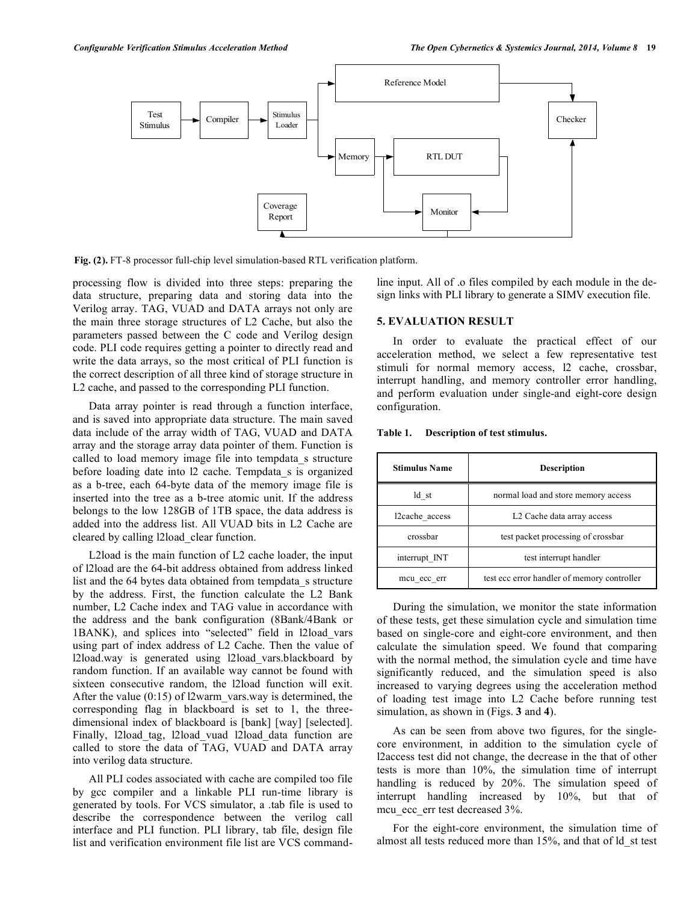Fig. (2). FT-8 processor full-chip level simulation-based RTL verification platform.

processing flow is divided into three steps: preparing the data structure, preparing data and storing data into the Verilog array. TAG, VUAD and DATA arrays not only are the main three storage structures of L2 Cache, but also the parameters passed between the C code and Verilog design code. PLI code requires getting a pointer to directly read and write the data arrays, so the most critical of PLI function is the correct description of all three kind of storage structure in L2 cache, and passed to the corresponding PLI function.

Data array pointer is read through a function interface, and is saved into appropriate data structure. The main saved data include of the array width of TAG, VUAD and DATA array and the storage array data pointer of them. Function is called to load memory image file into tempdata_s structure before loading date into l2 cache. Tempdata_s is organized as a b-tree, each 64-byte data of the memory image file is inserted into the tree as a b-tree atomic unit. If the address belongs to the low 128GB of 1TB space, the data address is added into the address list. All VUAD bits in L2 Cache are cleared by calling l2load_clear function.

L2load is the main function of L2 cache loader, the input of l2load are the 64-bit address obtained from address linked list and the 64 bytes data obtained from tempdata_s structure by the address. First, the function calculate the L2 Bank number, L2 Cache index and TAG value in accordance with the address and the bank configuration (8Bank/4Bank or 1BANK), and splices into "selected" field in l2load_vars using part of index address of L2 Cache. Then the value of l2load.way is generated using l2load_vars.blackboard by random function. If an available way cannot be found with sixteen consecutive random, the l2load function will exit. After the value (0:15) of l2warm_vars.way is determined, the corresponding flag in blackboard is set to 1, the three-dimensional index of blackboard is [bank] [way] [selected]. Finally, l2load_tag, l2load_vuad l2load_data function are called to store the data of TAG, VUAD and DATA array into verilog data structure.

All PLI codes associated with cache are compiled too file by gcc compiler and a linkable PLI run-time library is generated by tools. For VCS simulator, a .tab file is used to describe the correspondence between the verilog call interface and PLI function. PLI library, tab file, design file list and verification environment file list are VCS command-line input. All of .o files compiled by each module in the design links with PLI library to generate a SIMV execution file.

## 5. EVALUATION RESULT

In order to evaluate the practical effect of our acceleration method, we select a few representative test stimuli for normal memory access, l2 cache, crossbar, interrupt handling, and memory controller error handling, and perform evaluation under single-and eight-core design configuration.

**Table 1. Description of test stimulus.**

| Stimulus Name | Description |
|---|---|
| ld_st | normal load and store memory access |
| l2cache_access | L2 Cache data array access |
| crossbar | test packet processing of crossbar |
| interrupt_INT | test interrupt handler |
| mcu_ecc_err | test ecc error handler of memory controller |

During the simulation, we monitor the state information of these tests, get these simulation cycle and simulation time based on single-core and eight-core environment, and then calculate the simulation speed. We found that comparing with the normal method, the simulation cycle and time have significantly reduced, and the simulation speed is also increased to varying degrees using the acceleration method of loading test image into L2 Cache before running test simulation, as shown in (Figs. **3** and **4**).

As can be seen from above two figures, for the single-core environment, in addition to the simulation cycle of l2access test did not change, the decrease in the that of other tests is more than 10%, the simulation time of interrupt handling is reduced by 20%. The simulation speed of interrupt handling increased by 10%, but that of mcu_ecc_err test decreased 3%.

For the eight-core environment, the simulation time of almost all tests reduced more than 15%, and that of ld_st test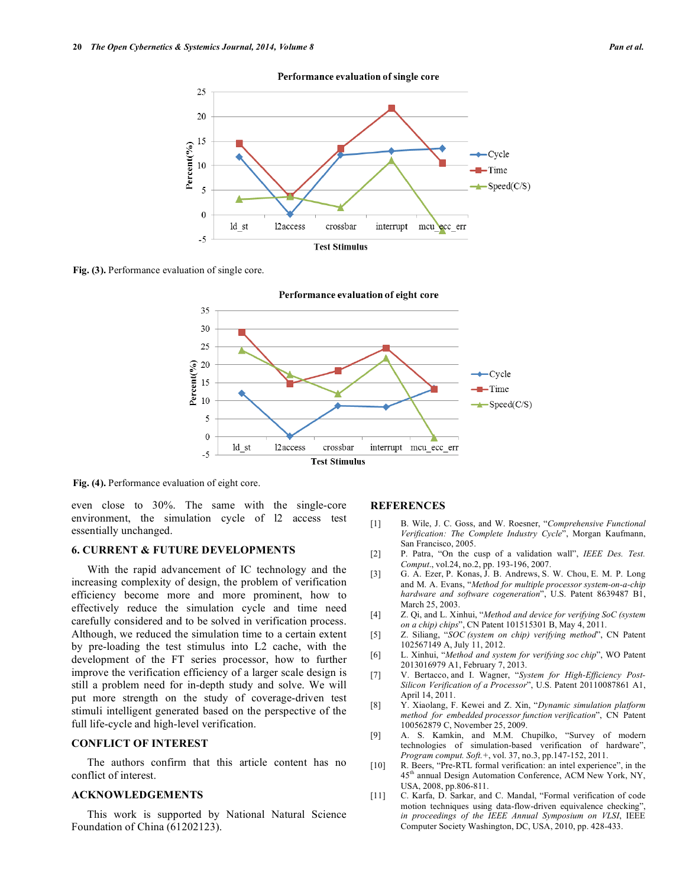Fig. (3). Performance evaluation of single core.

Fig. (4). Performance evaluation of eight core.

even close to 30%. The same with the single-core environment, the simulation cycle of l2 access test essentially unchanged.

## 6. CURRENT & FUTURE DEVELOPMENTS

With the rapid advancement of IC technology and the increasing complexity of design, the problem of verification efficiency become more and more prominent, how to effectively reduce the simulation cycle and time need carefully considered and to be solved in verification process. Although, we reduced the simulation time to a certain extent by pre-loading the test stimulus into L2 cache, with the development of the FT series processor, how to further improve the verification efficiency of a larger scale design is still a problem need for in-depth study and solve. We will put more strength on the study of coverage-driven test stimuli intelligent generated based on the perspective of the full life-cycle and high-level verification.

## CONFLICT OF INTEREST

The authors confirm that this article content has no conflict of interest.

## ACKNOWLEDGEMENTS

This work is supported by National Natural Science Foundation of China (61202123).

## REFERENCES

[1] B. Wile, J. C. Goss, and W. Roesner, "*Comprehensive Functional Verification: The Complete Industry Cycle*", Morgan Kaufmann, San Francisco, 2005.

[2] P. Patra, "On the cusp of a validation wall", *IEEE Des. Test. Comput.*, vol.24, no.2, pp. 193-196, 2007.

[3] G. A. Ezer, P. Konas, J. B. Andrews, S. W. Chou, E. M. P. Long and M. A. Evans, "*Method for multiple processor system-on-a-chip hardware and software cogeneration*", U.S. Patent 8639487 B1, March 25, 2003.

[4] Z. Qi, and L. Xinhui, "*Method and device for verifying SoC (system on a chip) chips*", CN Patent 101515301 B, May 4, 2011.

[5] Z. Siliang, "*SOC (system on chip) verifying method*", CN Patent 102567149 A, July 11, 2012.

[6] L. Xinhui, "*Method and system for verifying soc chip*", WO Patent 2013016979 A1, February 7, 2013.

[7] V. Bertacco, and I. Wagner, "*System for High-Efficiency Post-Silicon Verification of a Processor*", U.S. Patent 20110087861 A1, April 14, 2011.

[8] Y. Xiaolang, F. Kewei and Z. Xin, "*Dynamic simulation platform method for embedded processor function verification*", CN Patent 100562879 C, November 25, 2009.

[9] A. S. Kamkin, and M.M. Chupilko, "Survey of modern technologies of simulation-based verification of hardware", *Program comput. Soft.+*, vol. 37, no.3, pp.147-152, 2011.

[10] R. Beers, "Pre-RTL formal verification: an intel experience", in the 45th annual Design Automation Conference, ACM New York, NY, USA, 2008, pp.806-811.

[11] C. Karfa, D. Sarkar, and C. Mandal, "Formal verification of code motion techniques using data-flow-driven equivalence checking", *in proceedings of the IEEE Annual Symposium on VLSI*, IEEE Computer Society Washington, DC, USA, 2010, pp. 428-433.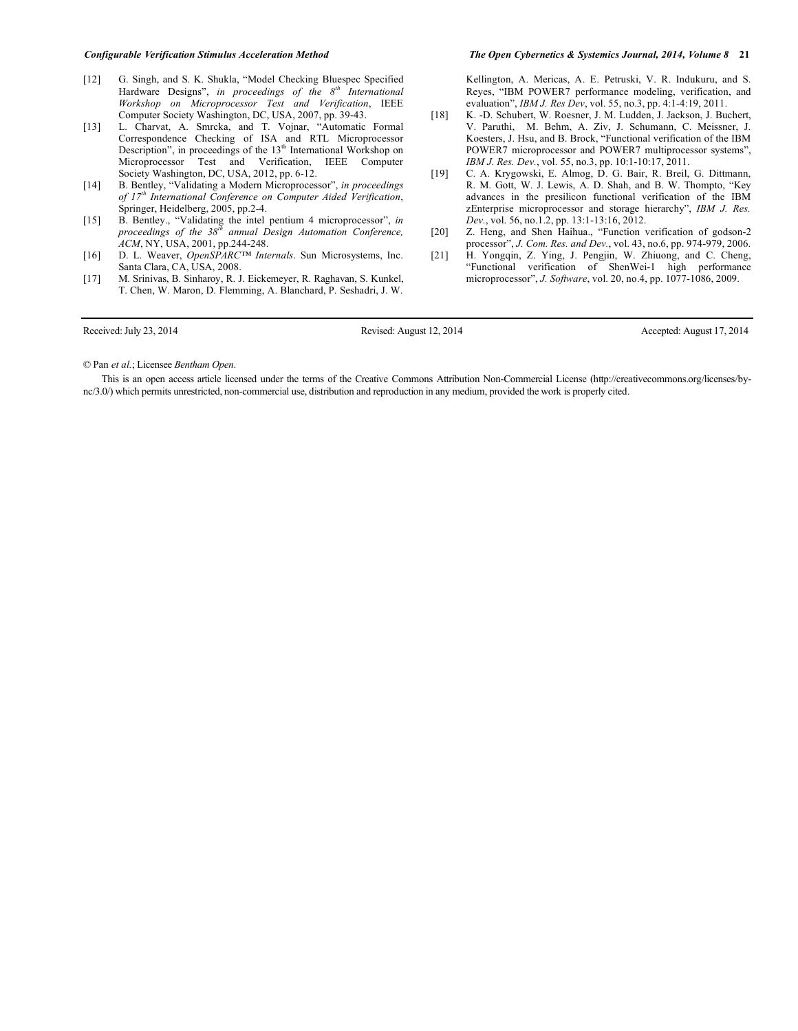[12] G. Singh, and S. K. Shukla, "Model Checking Bluespec Specified Hardware Designs", *in proceedings of the 8th International Workshop on Microprocessor Test and Verification*, IEEE Computer Society Washington, DC, USA, 2007, pp. 39-43.

[13] L. Charvat, A. Smrcka, and T. Vojnar, "Automatic Formal Correspondence Checking of ISA and RTL Microprocessor Description", in proceedings of the 13th International Workshop on Microprocessor Test and Verification, IEEE Computer Society Washington, DC, USA, 2012, pp. 6-12.

[14] B. Bentley, "Validating a Modern Microprocessor", *in proceedings of 17th International Conference on Computer Aided Verification*, Springer, Heidelberg, 2005, pp.2-4.

[15] B. Bentley., "Validating the intel pentium 4 microprocessor", *in proceedings of the 38th annual Design Automation Conference, ACM*, NY, USA, 2001, pp.244-248.

[16] D. L. Weaver, *OpenSPARC™ Internals*. Sun Microsystems, Inc. Santa Clara, CA, USA, 2008.

[17] M. Srinivas, B. Sinharoy, R. J. Eickemeyer, R. Raghavan, S. Kunkel, T. Chen, W. Maron, D. Flemming, A. Blanchard, P. Seshadri, J. W. Kellington, A. Mericas, A. E. Petruski, V. R. Indukuru, and S. Reyes, "IBM POWER7 performance modeling, verification, and evaluation", *IBM J. Res Dev*, vol. 55, no.3, pp. 4:1-4:19, 2011.

[18] K. -D. Schubert, W. Roesner, J. M. Ludden, J. Jackson, J. Buchert, V. Paruthi, M. Behm, A. Ziv, J. Schumann, C. Meissner, J. Koesters, J. Hsu, and B. Brock, "Functional verification of the IBM POWER7 microprocessor and POWER7 multiprocessor systems", *IBM J. Res. Dev.*, vol. 55, no.3, pp. 10:1-10:17, 2011.

[19] C. A. Krygowski, E. Almog, D. G. Bair, R. Breil, G. Dittmann, R. M. Gott, W. J. Lewis, A. D. Shah, and B. W. Thompto, "Key advances in the presilicon functional verification of the IBM zEnterprise microprocessor and storage hierarchy", *IBM J. Res. Dev.*, vol. 56, no.1.2, pp. 13:1-13:16, 2012.

[20] Z. Heng, and Shen Haihua., "Function verification of godson-2 processor", *J. Com. Res. and Dev.*, vol. 43, no.6, pp. 974-979, 2006.

[21] H. Yongqin, Z. Ying, J. Pengjin, W. Zhiuong, and C. Cheng, "Functional verification of ShenWei-1 high performance microprocessor", *J. Software*, vol. 20, no.4, pp. 1077-1086, 2009.

Received: July 23, 2014 Revised: August 12, 2014 Accepted: August 17, 2014

© Pan *et al.*; Licensee *Bentham Open*.

This is an open access article licensed under the terms of the Creative Commons Attribution Non-Commercial License (http://creativecommons.org/licenses/by-nc/3.0/) which permits unrestricted, non-commercial use, distribution and reproduction in any medium, provided the work is properly cited.